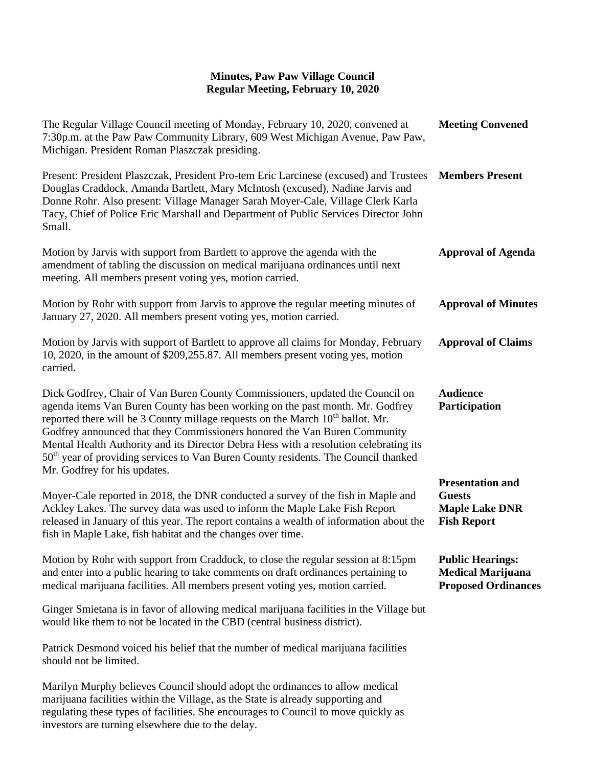# Minutes, Paw Paw Village Council
## Regular Meeting, February 10, 2020

**Meeting Convened**

The Regular Village Council meeting of Monday, February 10, 2020, convened at 7:30p.m. at the Paw Paw Community Library, 609 West Michigan Avenue, Paw Paw, Michigan. President Roman Plaszczak presiding.

**Members Present**

Present: President Plaszczak, President Pro-tem Eric Larcinese (excused) and Trustees Douglas Craddock, Amanda Bartlett, Mary McIntosh (excused), Nadine Jarvis and Donne Rohr. Also present: Village Manager Sarah Moyer-Cale, Village Clerk Karla Tacy, Chief of Police Eric Marshall and Department of Public Services Director John Small.

**Approval of Agenda**

Motion by Jarvis with support from Bartlett to approve the agenda with the amendment of tabling the discussion on medical marijuana ordinances until next meeting. All members present voting yes, motion carried.

**Approval of Minutes**

Motion by Rohr with support from Jarvis to approve the regular meeting minutes of January 27, 2020. All members present voting yes, motion carried.

**Approval of Claims**

Motion by Jarvis with support of Bartlett to approve all claims for Monday, February 10, 2020, in the amount of $209,255.87. All members present voting yes, motion carried.

**Audience Participation**

Dick Godfrey, Chair of Van Buren County Commissioners, updated the Council on agenda items Van Buren County has been working on the past month. Mr. Godfrey reported there will be 3 County millage requests on the March 10th ballot. Mr. Godfrey announced that they Commissioners honored the Van Buren Community Mental Health Authority and its Director Debra Hess with a resolution celebrating its 50th year of providing services to Van Buren County residents. The Council thanked Mr. Godfrey for his updates.

**Presentation and Guests**
**Maple Lake DNR Fish Report**

Moyer-Cale reported in 2018, the DNR conducted a survey of the fish in Maple and Ackley Lakes. The survey data was used to inform the Maple Lake Fish Report released in January of this year. The report contains a wealth of information about the fish in Maple Lake, fish habitat and the changes over time.

**Public Hearings:**
**Medical Marijuana Proposed Ordinances**

Motion by Rohr with support from Craddock, to close the regular session at 8:15pm and enter into a public hearing to take comments on draft ordinances pertaining to medical marijuana facilities. All members present voting yes, motion carried.

Ginger Smietana is in favor of allowing medical marijuana facilities in the Village but would like them to not be located in the CBD (central business district).

Patrick Desmond voiced his belief that the number of medical marijuana facilities should not be limited.

Marilyn Murphy believes Council should adopt the ordinances to allow medical marijuana facilities within the Village, as the State is already supporting and regulating these types of facilities. She encourages to Council to move quickly as investors are turning elsewhere due to the delay.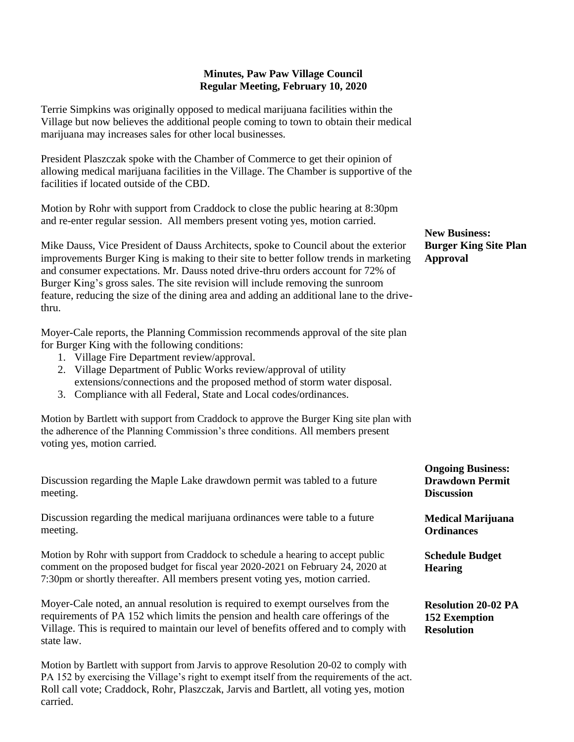## Minutes, Paw Paw Village Council
## Regular Meeting, February 10, 2020

Terrie Simpkins was originally opposed to medical marijuana facilities within the Village but now believes the additional people coming to town to obtain their medical marijuana may increases sales for other local businesses.

President Plaszczak spoke with the Chamber of Commerce to get their opinion of allowing medical marijuana facilities in the Village. The Chamber is supportive of the facilities if located outside of the CBD.

Motion by Rohr with support from Craddock to close the public hearing at 8:30pm and re-enter regular session. All members present voting yes, motion carried.

**New Business: Burger King Site Plan Approval**

Mike Dauss, Vice President of Dauss Architects, spoke to Council about the exterior improvements Burger King is making to their site to better follow trends in marketing and consumer expectations. Mr. Dauss noted drive-thru orders account for 72% of Burger King's gross sales. The site revision will include removing the sunroom feature, reducing the size of the dining area and adding an additional lane to the drive-thru.

Moyer-Cale reports, the Planning Commission recommends approval of the site plan for Burger King with the following conditions:

1. Village Fire Department review/approval.
2. Village Department of Public Works review/approval of utility extensions/connections and the proposed method of storm water disposal.
3. Compliance with all Federal, State and Local codes/ordinances.

Motion by Bartlett with support from Craddock to approve the Burger King site plan with the adherence of the Planning Commission's three conditions. All members present voting yes, motion carried.

**Ongoing Business: Drawdown Permit Discussion**

Discussion regarding the Maple Lake drawdown permit was tabled to a future meeting.

**Medical Marijuana Ordinances**

Discussion regarding the medical marijuana ordinances were table to a future meeting.

**Schedule Budget Hearing**

Motion by Rohr with support from Craddock to schedule a hearing to accept public comment on the proposed budget for fiscal year 2020-2021 on February 24, 2020 at 7:30pm or shortly thereafter. All members present voting yes, motion carried.

**Resolution 20-02 PA 152 Exemption Resolution**

Moyer-Cale noted, an annual resolution is required to exempt ourselves from the requirements of PA 152 which limits the pension and health care offerings of the Village. This is required to maintain our level of benefits offered and to comply with state law.

Motion by Bartlett with support from Jarvis to approve Resolution 20-02 to comply with PA 152 by exercising the Village's right to exempt itself from the requirements of the act. Roll call vote; Craddock, Rohr, Plaszczak, Jarvis and Bartlett, all voting yes, motion carried.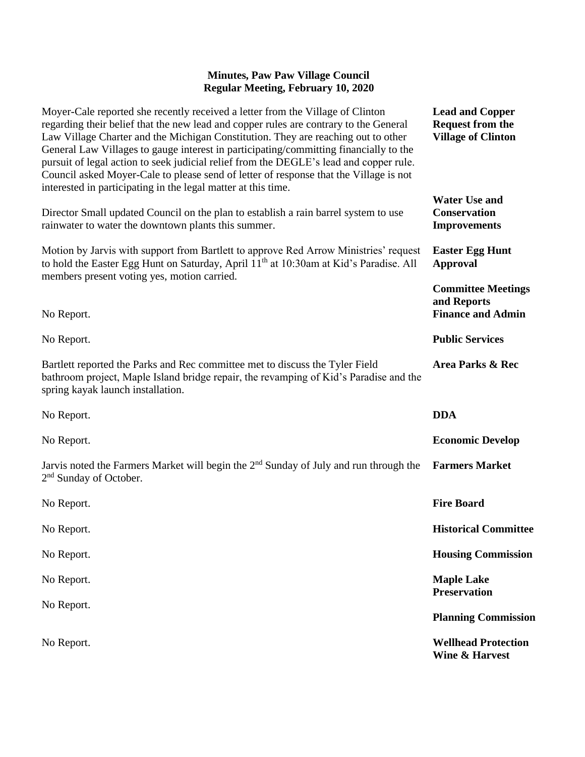**Minutes, Paw Paw Village Council**
**Regular Meeting, February 10, 2020**

**Lead and Copper Request from the Village of Clinton**

Moyer-Cale reported she recently received a letter from the Village of Clinton regarding their belief that the new lead and copper rules are contrary to the General Law Village Charter and the Michigan Constitution. They are reaching out to other General Law Villages to gauge interest in participating/committing financially to the pursuit of legal action to seek judicial relief from the DEGLE's lead and copper rule. Council asked Moyer-Cale to please send of letter of response that the Village is not interested in participating in the legal matter at this time.

**Water Use and Conservation Improvements**

Director Small updated Council on the plan to establish a rain barrel system to use rainwater to water the downtown plants this summer.

**Easter Egg Hunt Approval**

Motion by Jarvis with support from Bartlett to approve Red Arrow Ministries' request to hold the Easter Egg Hunt on Saturday, April 11th at 10:30am at Kid's Paradise. All members present voting yes, motion carried.

**Committee Meetings and Reports**

**Finance and Admin**

No Report.

**Public Services**

No Report.

**Area Parks & Rec**

Bartlett reported the Parks and Rec committee met to discuss the Tyler Field bathroom project, Maple Island bridge repair, the revamping of Kid's Paradise and the spring kayak launch installation.

**DDA**

No Report.

**Economic Develop**

No Report.

**Farmers Market**

Jarvis noted the Farmers Market will begin the 2nd Sunday of July and run through the 2nd Sunday of October.

**Fire Board**

No Report.

**Historical Committee**

No Report.

**Housing Commission**

No Report.

**Maple Lake Preservation**

No Report.

**Planning Commission**

No Report.

**Wellhead Protection**

No Report.

**Wine & Harvest**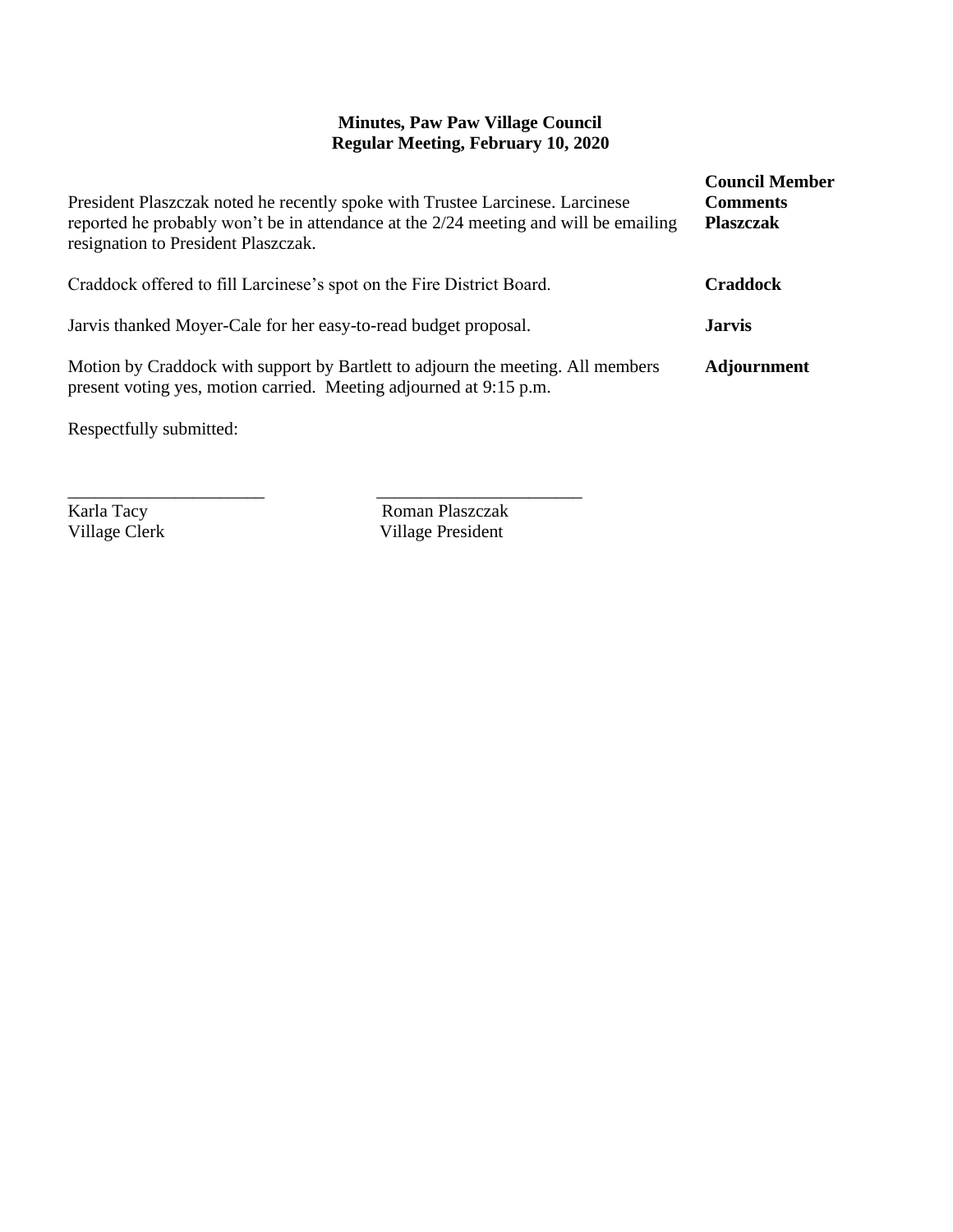**Minutes, Paw Paw Village Council**
**Regular Meeting, February 10, 2020**

**Council Member Comments**

**Plaszczak**

President Plaszczak noted he recently spoke with Trustee Larcinese. Larcinese reported he probably won't be in attendance at the 2/24 meeting and will be emailing resignation to President Plaszczak.

**Craddock**

Craddock offered to fill Larcinese's spot on the Fire District Board.

**Jarvis**

Jarvis thanked Moyer-Cale for her easy-to-read budget proposal.

**Adjournment**

Motion by Craddock with support by Bartlett to adjourn the meeting. All members present voting yes, motion carried. Meeting adjourned at 9:15 p.m.

Respectfully submitted:

______________________ ______________________

Karla Tacy
Village Clerk

Roman Plaszczak
Village President